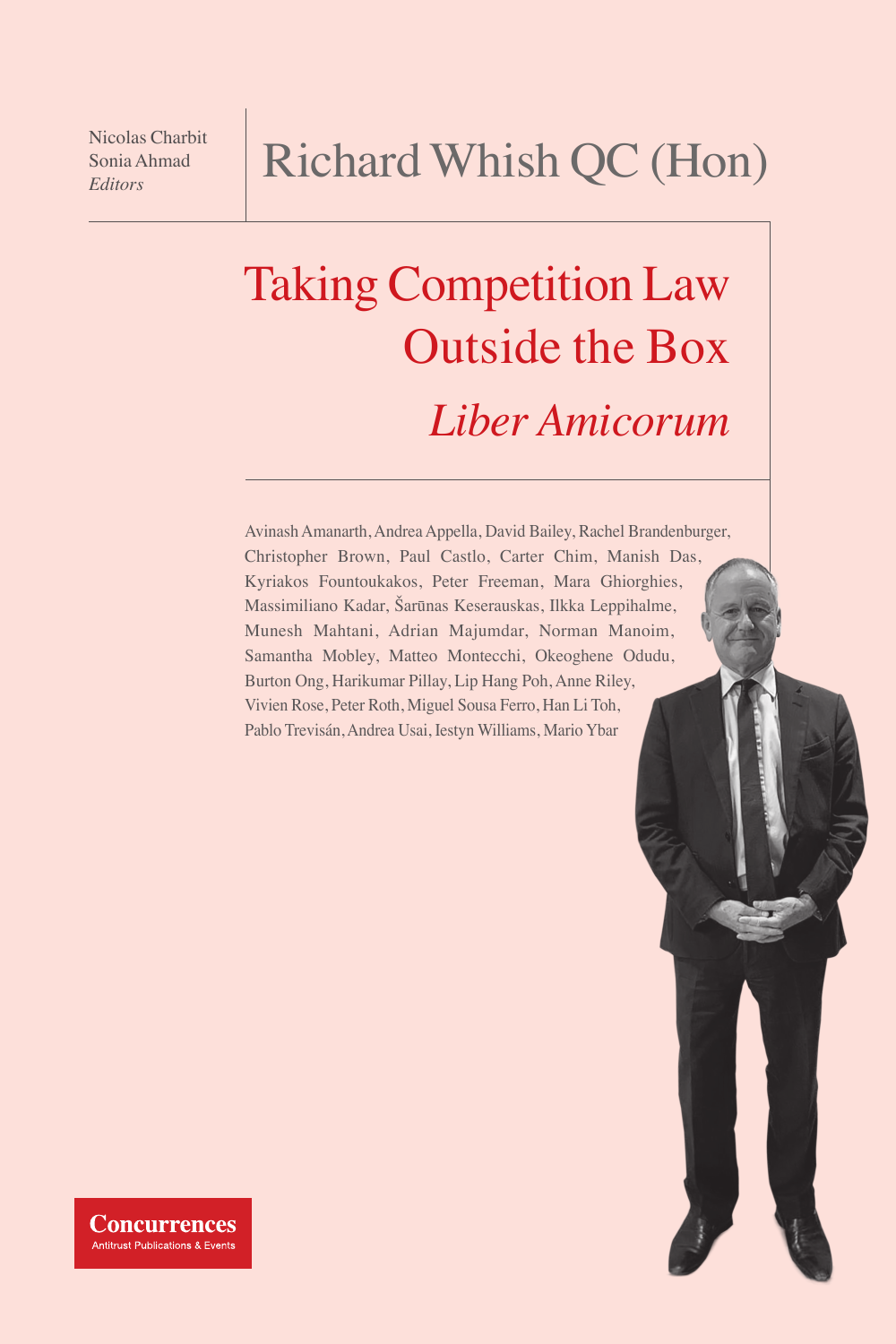Nicolas Charbit
Sonia Ahmad
*Editors*

# Richard Whish QC (Hon)

# Taking Competition Law Outside the Box

## *Liber Amicorum*

Avinash Amanarth, Andrea Appella, David Bailey, Rachel Brandenburger, Christopher Brown, Paul Castlo, Carter Chim, Manish Das, Kyriakos Fountoukakos, Peter Freeman, Mara Ghiorghies, Massimiliano Kadar, Šarūnas Keserauskas, Ilkka Leppihalme, Munesh Mahtani, Adrian Majumdar, Norman Manoim, Samantha Mobley, Matteo Montecchi, Okeoghene Odudu, Burton Ong, Harikumar Pillay, Lip Hang Poh, Anne Riley, Vivien Rose, Peter Roth, Miguel Sousa Ferro, Han Li Toh, Pablo Trevisán, Andrea Usai, Iestyn Williams, Mario Ybar

**Concurrences**
Antitrust Publications & Events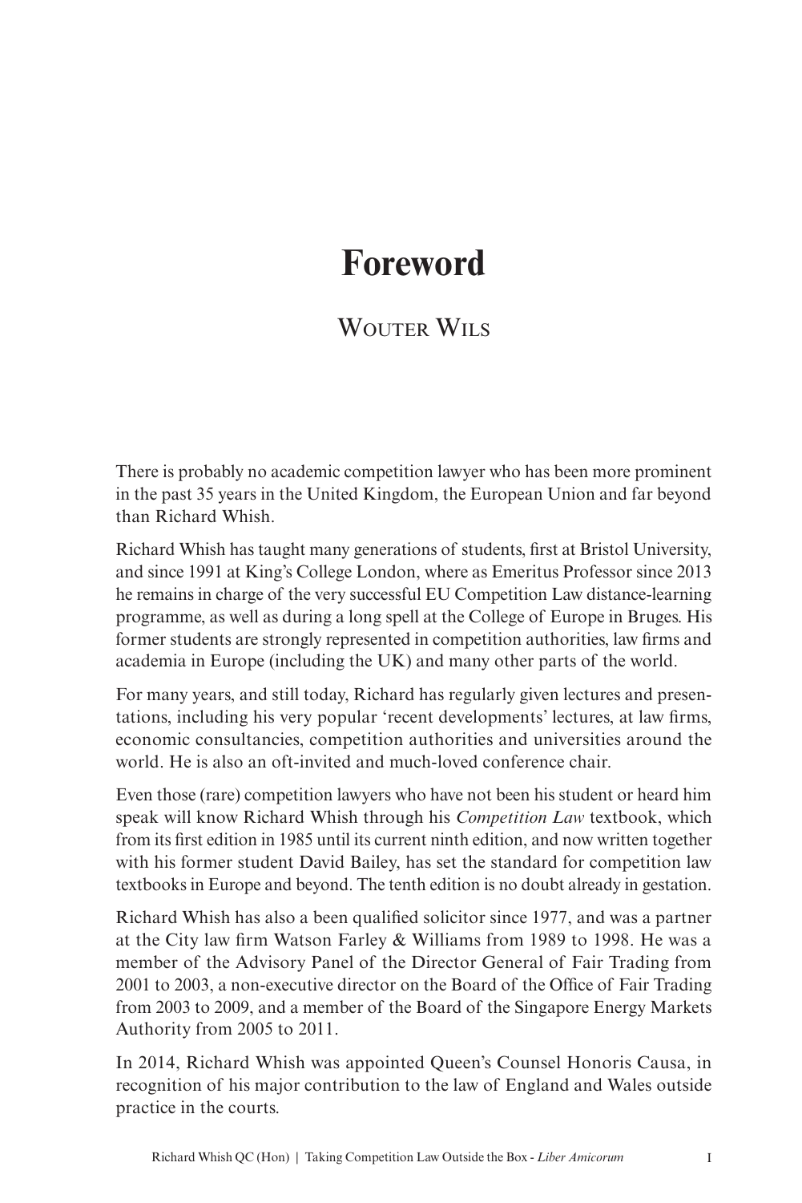# Foreword

## Wouter Wils

There is probably no academic competition lawyer who has been more prominent in the past 35 years in the United Kingdom, the European Union and far beyond than Richard Whish.

Richard Whish has taught many generations of students, first at Bristol University, and since 1991 at King's College London, where as Emeritus Professor since 2013 he remains in charge of the very successful EU Competition Law distance-learning programme, as well as during a long spell at the College of Europe in Bruges. His former students are strongly represented in competition authorities, law firms and academia in Europe (including the UK) and many other parts of the world.

For many years, and still today, Richard has regularly given lectures and presentations, including his very popular 'recent developments' lectures, at law firms, economic consultancies, competition authorities and universities around the world. He is also an oft-invited and much-loved conference chair.

Even those (rare) competition lawyers who have not been his student or heard him speak will know Richard Whish through his *Competition Law* textbook, which from its first edition in 1985 until its current ninth edition, and now written together with his former student David Bailey, has set the standard for competition law textbooks in Europe and beyond. The tenth edition is no doubt already in gestation.

Richard Whish has also a been qualified solicitor since 1977, and was a partner at the City law firm Watson Farley & Williams from 1989 to 1998. He was a member of the Advisory Panel of the Director General of Fair Trading from 2001 to 2003, a non-executive director on the Board of the Office of Fair Trading from 2003 to 2009, and a member of the Board of the Singapore Energy Markets Authority from 2005 to 2011.

In 2014, Richard Whish was appointed Queen's Counsel Honoris Causa, in recognition of his major contribution to the law of England and Wales outside practice in the courts.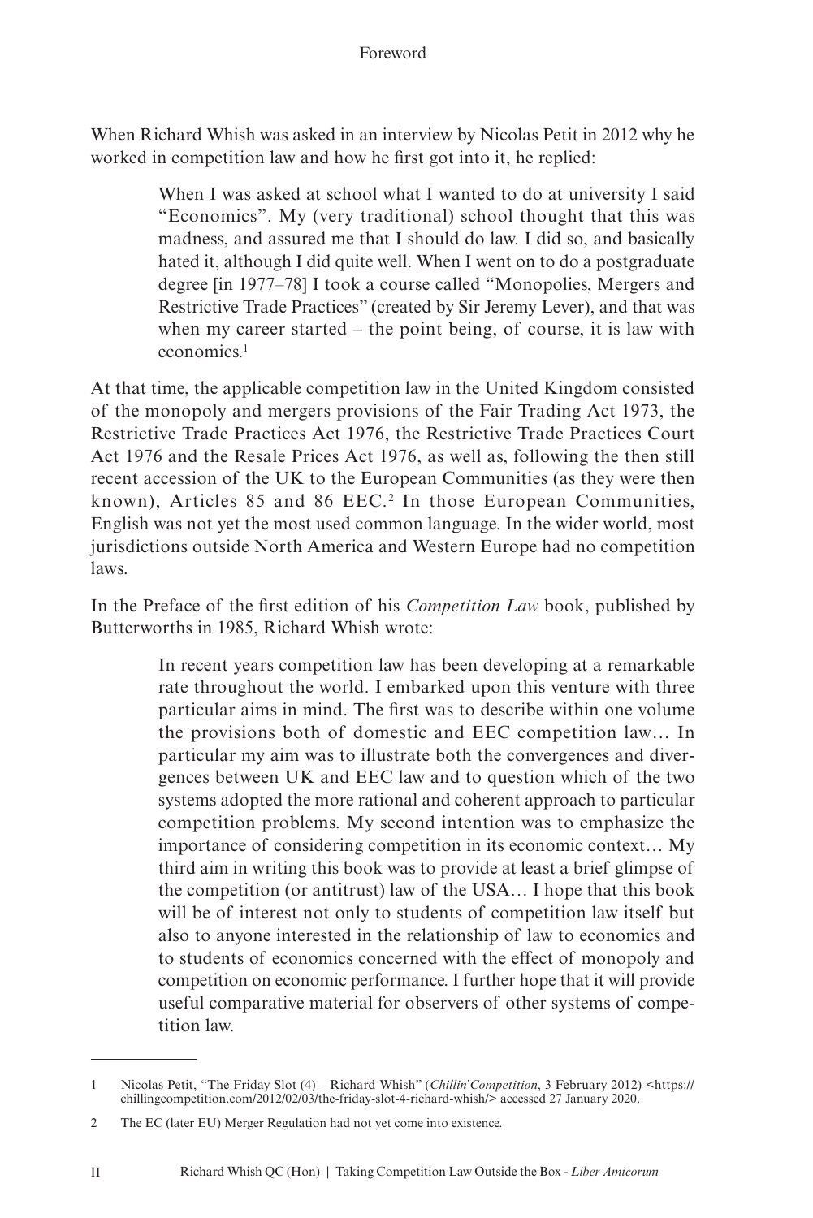When Richard Whish was asked in an interview by Nicolas Petit in 2012 why he worked in competition law and how he first got into it, he replied:

> When I was asked at school what I wanted to do at university I said "Economics". My (very traditional) school thought that this was madness, and assured me that I should do law. I did so, and basically hated it, although I did quite well. When I went on to do a postgraduate degree [in 1977–78] I took a course called "Monopolies, Mergers and Restrictive Trade Practices" (created by Sir Jeremy Lever), and that was when my career started – the point being, of course, it is law with economics.[1]

At that time, the applicable competition law in the United Kingdom consisted of the monopoly and mergers provisions of the Fair Trading Act 1973, the Restrictive Trade Practices Act 1976, the Restrictive Trade Practices Court Act 1976 and the Resale Prices Act 1976, as well as, following the then still recent accession of the UK to the European Communities (as they were then known), Articles 85 and 86 EEC.[2] In those European Communities, English was not yet the most used common language. In the wider world, most jurisdictions outside North America and Western Europe had no competition laws.

In the Preface of the first edition of his *Competition Law* book, published by Butterworths in 1985, Richard Whish wrote:

> In recent years competition law has been developing at a remarkable rate throughout the world. I embarked upon this venture with three particular aims in mind. The first was to describe within one volume the provisions both of domestic and EEC competition law… In particular my aim was to illustrate both the convergences and divergences between UK and EEC law and to question which of the two systems adopted the more rational and coherent approach to particular competition problems. My second intention was to emphasize the importance of considering competition in its economic context… My third aim in writing this book was to provide at least a brief glimpse of the competition (or antitrust) law of the USA… I hope that this book will be of interest not only to students of competition law itself but also to anyone interested in the relationship of law to economics and to students of economics concerned with the effect of monopoly and competition on economic performance. I further hope that it will provide useful comparative material for observers of other systems of competition law.

---

1 Nicolas Petit, "The Friday Slot (4) – Richard Whish" (*Chillin'Competition*, 3 February 2012) <https://chillingcompetition.com/2012/02/03/the-friday-slot-4-richard-whish/> accessed 27 January 2020.

2 The EC (later EU) Merger Regulation had not yet come into existence.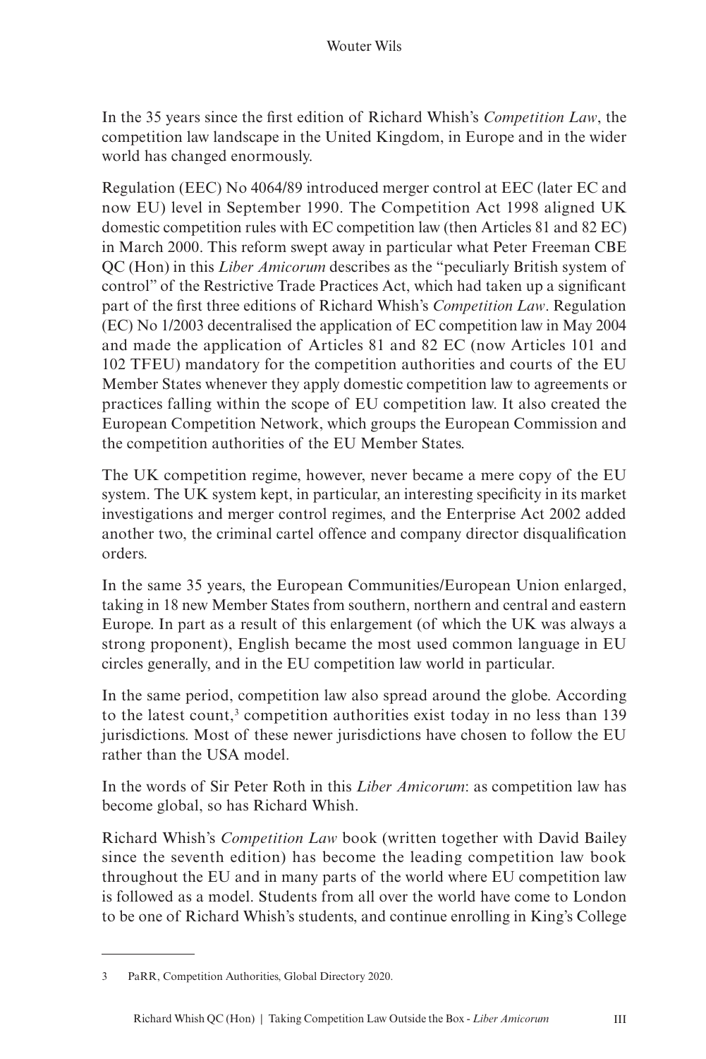In the 35 years since the first edition of Richard Whish's *Competition Law*, the competition law landscape in the United Kingdom, in Europe and in the wider world has changed enormously.

Regulation (EEC) No 4064/89 introduced merger control at EEC (later EC and now EU) level in September 1990. The Competition Act 1998 aligned UK domestic competition rules with EC competition law (then Articles 81 and 82 EC) in March 2000. This reform swept away in particular what Peter Freeman CBE QC (Hon) in this *Liber Amicorum* describes as the "peculiarly British system of control" of the Restrictive Trade Practices Act, which had taken up a significant part of the first three editions of Richard Whish's *Competition Law*. Regulation (EC) No 1/2003 decentralised the application of EC competition law in May 2004 and made the application of Articles 81 and 82 EC (now Articles 101 and 102 TFEU) mandatory for the competition authorities and courts of the EU Member States whenever they apply domestic competition law to agreements or practices falling within the scope of EU competition law. It also created the European Competition Network, which groups the European Commission and the competition authorities of the EU Member States.

The UK competition regime, however, never became a mere copy of the EU system. The UK system kept, in particular, an interesting specificity in its market investigations and merger control regimes, and the Enterprise Act 2002 added another two, the criminal cartel offence and company director disqualification orders.

In the same 35 years, the European Communities/European Union enlarged, taking in 18 new Member States from southern, northern and central and eastern Europe. In part as a result of this enlargement (of which the UK was always a strong proponent), English became the most used common language in EU circles generally, and in the EU competition law world in particular.

In the same period, competition law also spread around the globe. According to the latest count,[3] competition authorities exist today in no less than 139 jurisdictions. Most of these newer jurisdictions have chosen to follow the EU rather than the USA model.

In the words of Sir Peter Roth in this *Liber Amicorum*: as competition law has become global, so has Richard Whish.

Richard Whish's *Competition Law* book (written together with David Bailey since the seventh edition) has become the leading competition law book throughout the EU and in many parts of the world where EU competition law is followed as a model. Students from all over the world have come to London to be one of Richard Whish's students, and continue enrolling in King's College

---

3 PaRR, Competition Authorities, Global Directory 2020.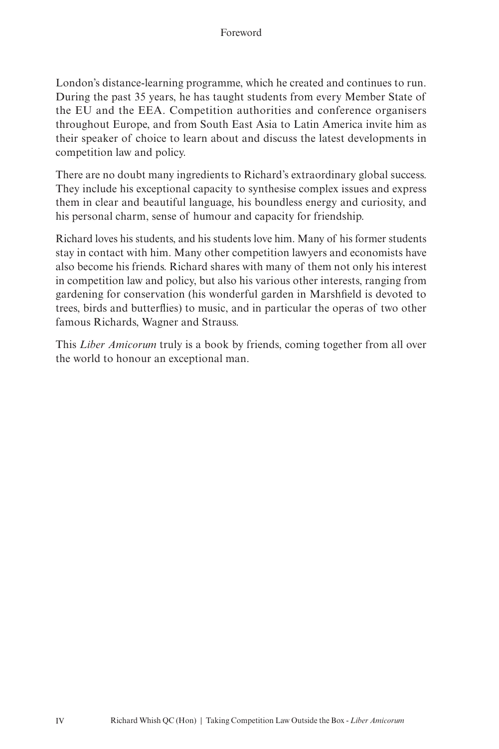London's distance-learning programme, which he created and continues to run. During the past 35 years, he has taught students from every Member State of the EU and the EEA. Competition authorities and conference organisers throughout Europe, and from South East Asia to Latin America invite him as their speaker of choice to learn about and discuss the latest developments in competition law and policy.

There are no doubt many ingredients to Richard's extraordinary global success. They include his exceptional capacity to synthesise complex issues and express them in clear and beautiful language, his boundless energy and curiosity, and his personal charm, sense of humour and capacity for friendship.

Richard loves his students, and his students love him. Many of his former students stay in contact with him. Many other competition lawyers and economists have also become his friends. Richard shares with many of them not only his interest in competition law and policy, but also his various other interests, ranging from gardening for conservation (his wonderful garden in Marshfield is devoted to trees, birds and butterflies) to music, and in particular the operas of two other famous Richards, Wagner and Strauss.

This *Liber Amicorum* truly is a book by friends, coming together from all over the world to honour an exceptional man.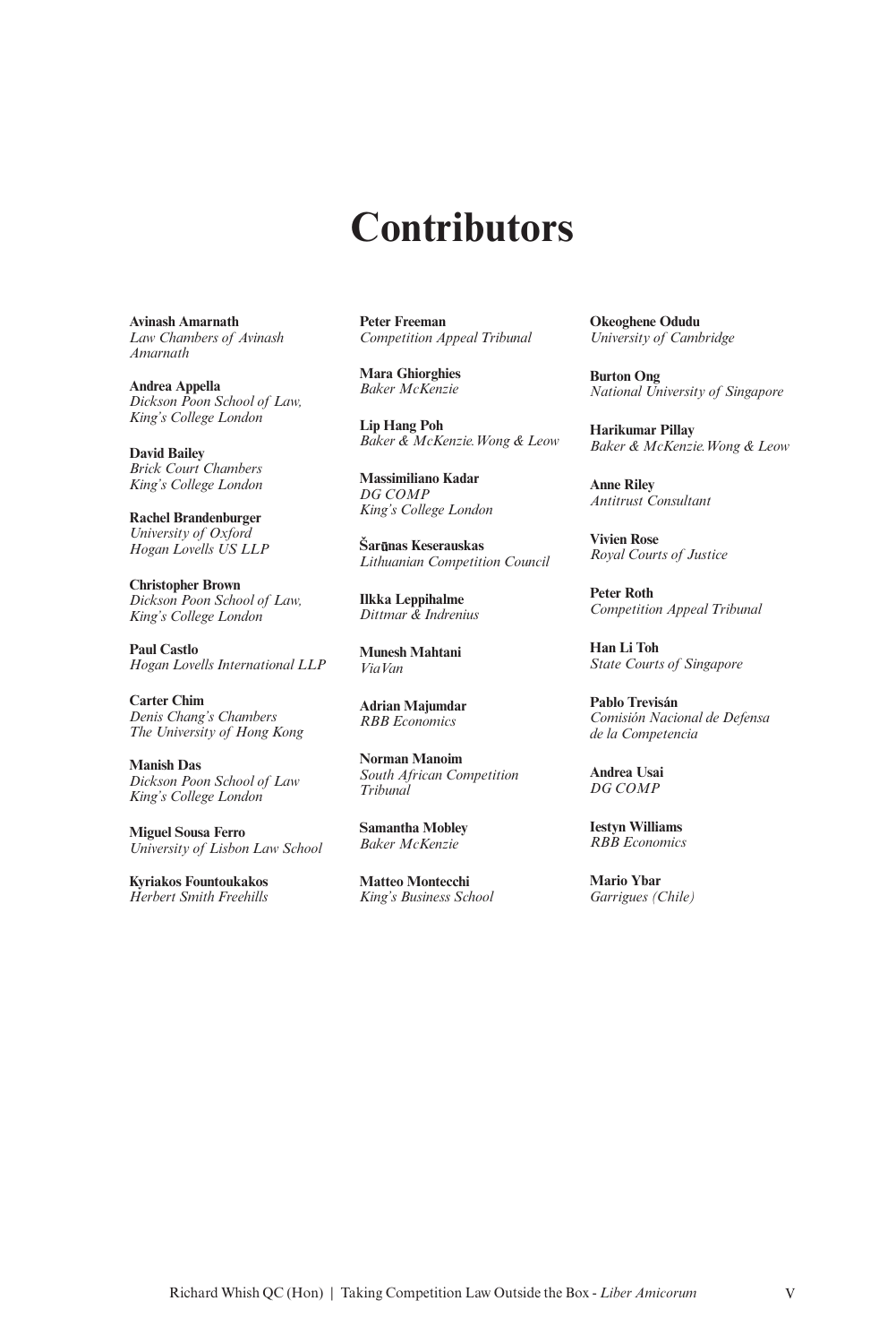# Contributors

**Avinash Amarnath**
*Law Chambers of Avinash Amarnath*

**Andrea Appella**
*Dickson Poon School of Law, King's College London*

**David Bailey**
*Brick Court Chambers*
*King's College London*

**Rachel Brandenburger**
*University of Oxford*
*Hogan Lovells US LLP*

**Christopher Brown**
*Dickson Poon School of Law, King's College London*

**Paul Castlo**
*Hogan Lovells International LLP*

**Carter Chim**
*Denis Chang's Chambers*
*The University of Hong Kong*

**Manish Das**
*Dickson Poon School of Law*
*King's College London*

**Miguel Sousa Ferro**
*University of Lisbon Law School*

**Kyriakos Fountoukakos**
*Herbert Smith Freehills*

**Peter Freeman**
*Competition Appeal Tribunal*

**Mara Ghiorghies**
*Baker McKenzie*

**Lip Hang Poh**
*Baker & McKenzie.Wong & Leow*

**Massimiliano Kadar**
*DG COMP*
*King's College London*

**Šarūnas Keserauskas**
*Lithuanian Competition Council*

**Ilkka Leppihalme**
*Dittmar & Indrenius*

**Munesh Mahtani**
*ViaVan*

**Adrian Majumdar**
*RBB Economics*

**Norman Manoim**
*South African Competition Tribunal*

**Samantha Mobley**
*Baker McKenzie*

**Matteo Montecchi**
*King's Business School*

**Okeoghene Odudu**
*University of Cambridge*

**Burton Ong**
*National University of Singapore*

**Harikumar Pillay**
*Baker & McKenzie.Wong & Leow*

**Anne Riley**
*Antitrust Consultant*

**Vivien Rose**
*Royal Courts of Justice*

**Peter Roth**
*Competition Appeal Tribunal*

**Han Li Toh**
*State Courts of Singapore*

**Pablo Trevisán**
*Comisión Nacional de Defensa de la Competencia*

**Andrea Usai**
*DG COMP*

**Iestyn Williams**
*RBB Economics*

**Mario Ybar**
*Garrigues (Chile)*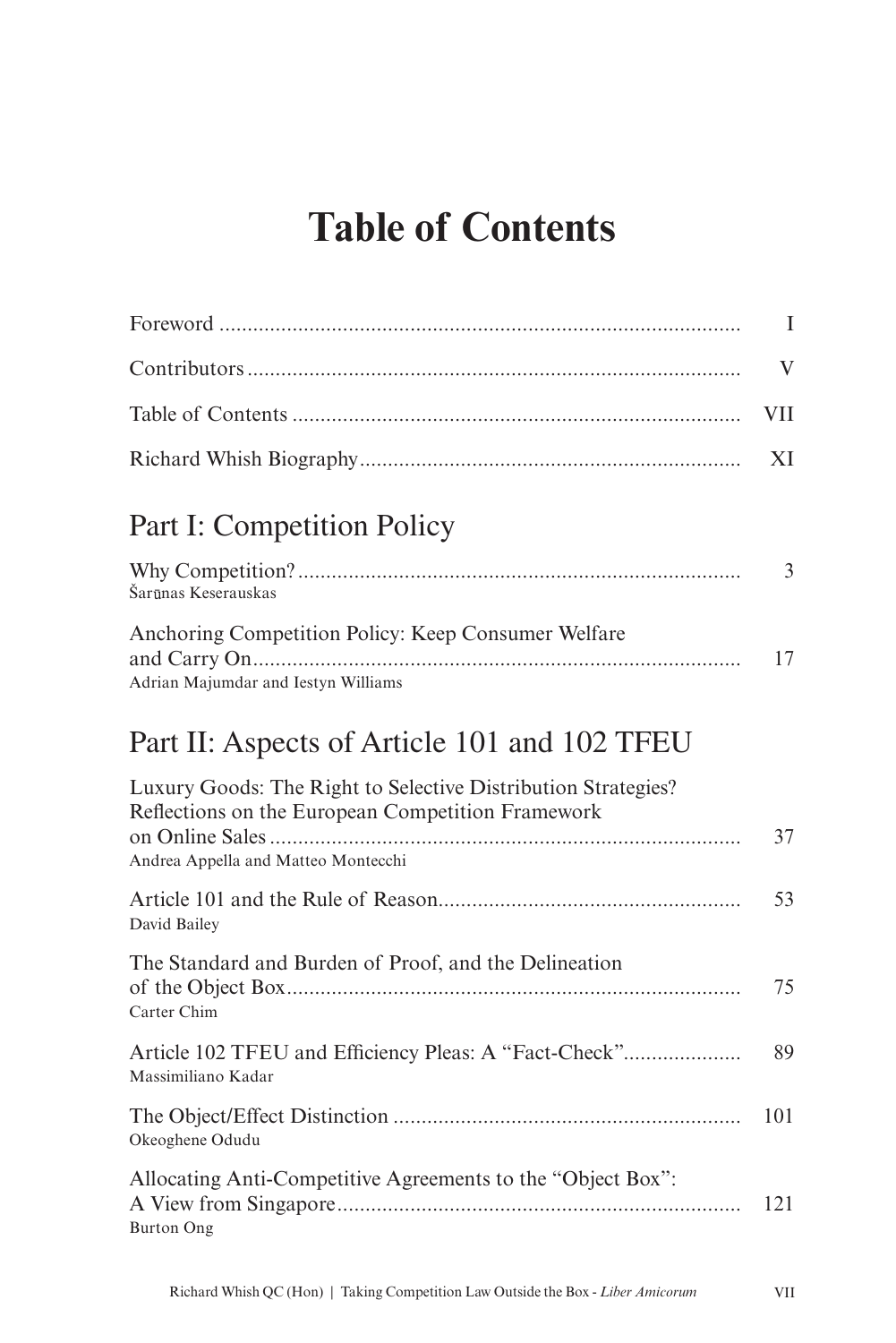# Table of Contents

Foreword ... I

Contributors ... V

Table of Contents ... VII

Richard Whish Biography ... XI

## Part I: Competition Policy

Why Competition? ... 3
Šarūnas Keserauskas

Anchoring Competition Policy: Keep Consumer Welfare and Carry On ... 17
Adrian Majumdar and Iestyn Williams

## Part II: Aspects of Article 101 and 102 TFEU

Luxury Goods: The Right to Selective Distribution Strategies? Reflections on the European Competition Framework on Online Sales ... 37
Andrea Appella and Matteo Montecchi

Article 101 and the Rule of Reason ... 53
David Bailey

The Standard and Burden of Proof, and the Delineation of the Object Box ... 75
Carter Chim

Article 102 TFEU and Efficiency Pleas: A "Fact-Check" ... 89
Massimiliano Kadar

The Object/Effect Distinction ... 101
Okeoghene Odudu

Allocating Anti-Competitive Agreements to the "Object Box": A View from Singapore ... 121
Burton Ong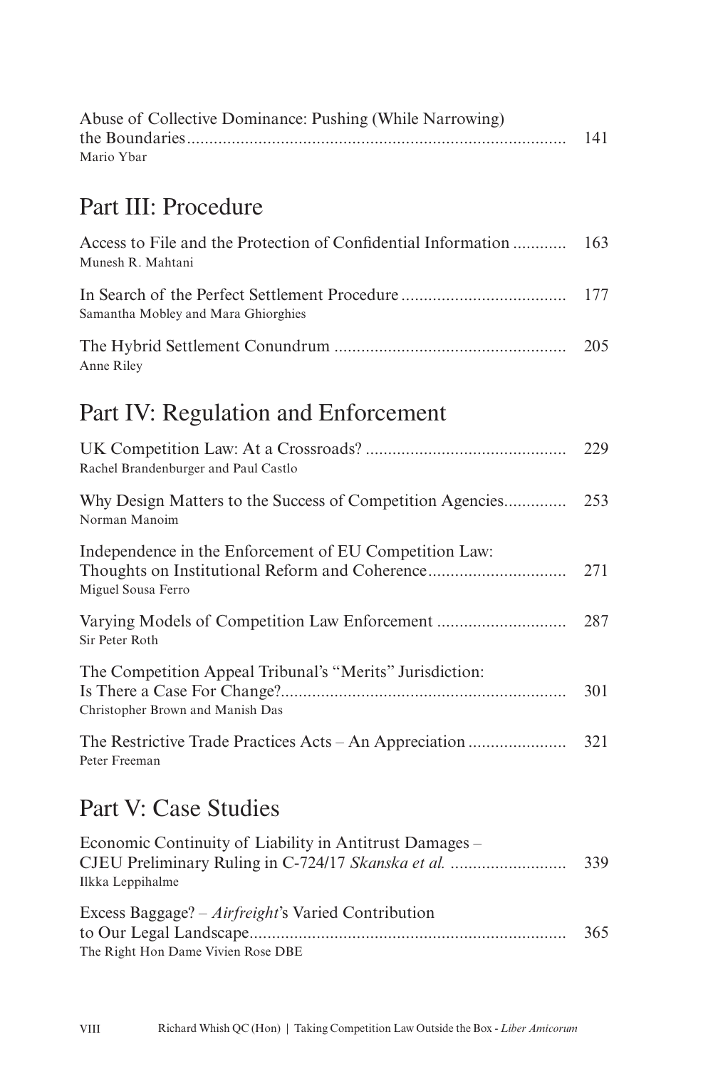Abuse of Collective Dominance: Pushing (While Narrowing) the Boundaries ........ 141
Mario Ybar

## Part III: Procedure

Access to File and the Protection of Confidential Information ........ 163
Munesh R. Mahtani

In Search of the Perfect Settlement Procedure ........ 177
Samantha Mobley and Mara Ghiorghies

The Hybrid Settlement Conundrum ........ 205
Anne Riley

## Part IV: Regulation and Enforcement

UK Competition Law: At a Crossroads? ........ 229
Rachel Brandenburger and Paul Castlo

Why Design Matters to the Success of Competition Agencies ........ 253
Norman Manoim

Independence in the Enforcement of EU Competition Law: Thoughts on Institutional Reform and Coherence ........ 271
Miguel Sousa Ferro

Varying Models of Competition Law Enforcement ........ 287
Sir Peter Roth

The Competition Appeal Tribunal's "Merits" Jurisdiction: Is There a Case For Change? ........ 301
Christopher Brown and Manish Das

The Restrictive Trade Practices Acts – An Appreciation ........ 321
Peter Freeman

## Part V: Case Studies

Economic Continuity of Liability in Antitrust Damages – CJEU Preliminary Ruling in C-724/17 *Skanska et al.* ........ 339
Ilkka Leppihalme

Excess Baggage? – *Airfreight*'s Varied Contribution to Our Legal Landscape ........ 365
The Right Hon Dame Vivien Rose DBE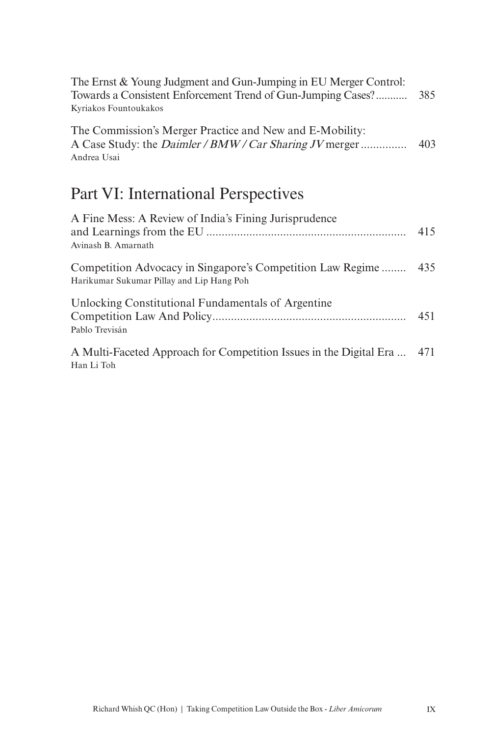The Ernst & Young Judgment and Gun-Jumping in EU Merger Control: Towards a Consistent Enforcement Trend of Gun-Jumping Cases? ........... 385
Kyriakos Fountoukakos

The Commission's Merger Practice and New and E-Mobility: A Case Study: the *Daimler / BMW / Car Sharing JV* merger ............... 403
Andrea Usai

## Part VI: International Perspectives

A Fine Mess: A Review of India's Fining Jurisprudence and Learnings from the EU ................................................................ 415
Avinash B. Amarnath

Competition Advocacy in Singapore's Competition Law Regime ........ 435
Harikumar Sukumar Pillay and Lip Hang Poh

Unlocking Constitutional Fundamentals of Argentine Competition Law And Policy.............................................................. 451
Pablo Trevisán

A Multi-Faceted Approach for Competition Issues in the Digital Era ... 471
Han Li Toh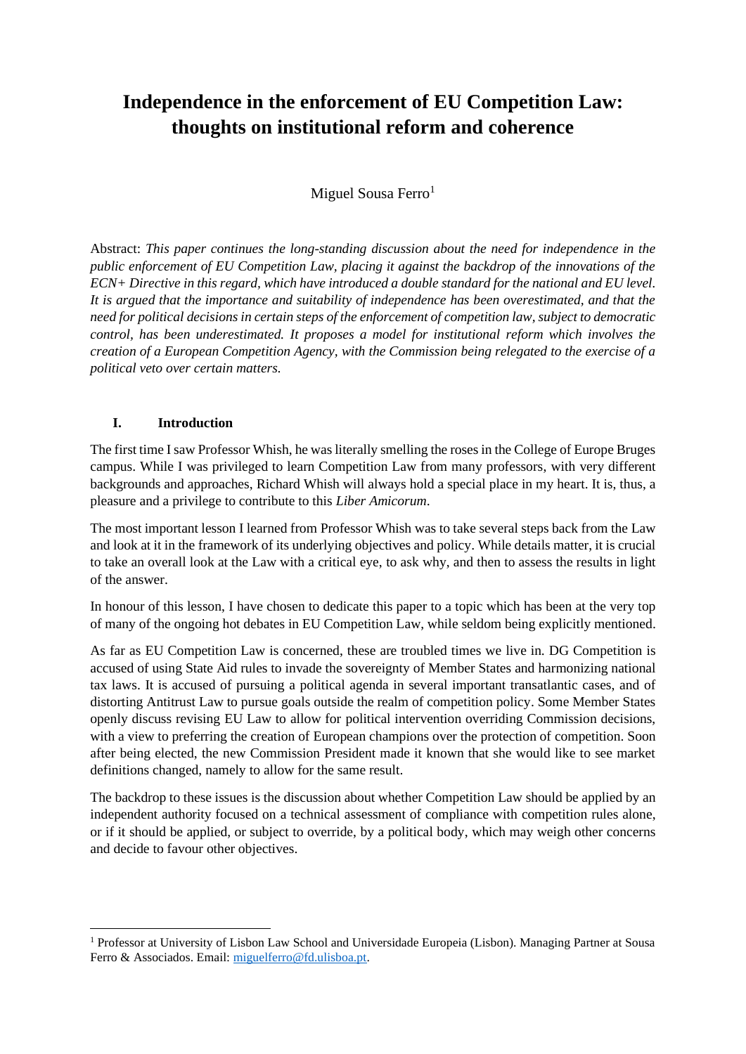# Independence in the enforcement of EU Competition Law: thoughts on institutional reform and coherence

Miguel Sousa Ferro[1]

Abstract: *This paper continues the long-standing discussion about the need for independence in the public enforcement of EU Competition Law, placing it against the backdrop of the innovations of the ECN+ Directive in this regard, which have introduced a double standard for the national and EU level. It is argued that the importance and suitability of independence has been overestimated, and that the need for political decisions in certain steps of the enforcement of competition law, subject to democratic control, has been underestimated. It proposes a model for institutional reform which involves the creation of a European Competition Agency, with the Commission being relegated to the exercise of a political veto over certain matters.*

## I. Introduction

The first time I saw Professor Whish, he was literally smelling the roses in the College of Europe Bruges campus. While I was privileged to learn Competition Law from many professors, with very different backgrounds and approaches, Richard Whish will always hold a special place in my heart. It is, thus, a pleasure and a privilege to contribute to this *Liber Amicorum*.

The most important lesson I learned from Professor Whish was to take several steps back from the Law and look at it in the framework of its underlying objectives and policy. While details matter, it is crucial to take an overall look at the Law with a critical eye, to ask why, and then to assess the results in light of the answer.

In honour of this lesson, I have chosen to dedicate this paper to a topic which has been at the very top of many of the ongoing hot debates in EU Competition Law, while seldom being explicitly mentioned.

As far as EU Competition Law is concerned, these are troubled times we live in. DG Competition is accused of using State Aid rules to invade the sovereignty of Member States and harmonizing national tax laws. It is accused of pursuing a political agenda in several important transatlantic cases, and of distorting Antitrust Law to pursue goals outside the realm of competition policy. Some Member States openly discuss revising EU Law to allow for political intervention overriding Commission decisions, with a view to preferring the creation of European champions over the protection of competition. Soon after being elected, the new Commission President made it known that she would like to see market definitions changed, namely to allow for the same result.

The backdrop to these issues is the discussion about whether Competition Law should be applied by an independent authority focused on a technical assessment of compliance with competition rules alone, or if it should be applied, or subject to override, by a political body, which may weigh other concerns and decide to favour other objectives.

[1] Professor at University of Lisbon Law School and Universidade Europeia (Lisbon). Managing Partner at Sousa Ferro & Associados. Email: miguelferro@fd.ulisboa.pt.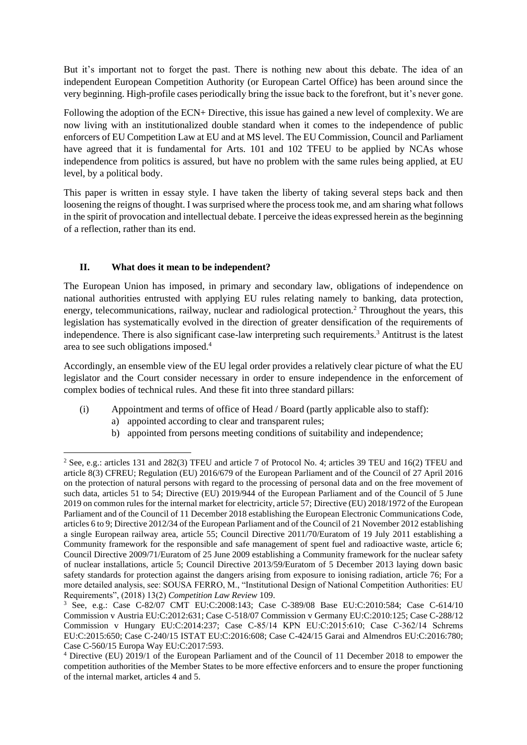But it's important not to forget the past. There is nothing new about this debate. The idea of an independent European Competition Authority (or European Cartel Office) has been around since the very beginning. High-profile cases periodically bring the issue back to the forefront, but it's never gone.

Following the adoption of the ECN+ Directive, this issue has gained a new level of complexity. We are now living with an institutionalized double standard when it comes to the independence of public enforcers of EU Competition Law at EU and at MS level. The EU Commission, Council and Parliament have agreed that it is fundamental for Arts. 101 and 102 TFEU to be applied by NCAs whose independence from politics is assured, but have no problem with the same rules being applied, at EU level, by a political body.

This paper is written in essay style. I have taken the liberty of taking several steps back and then loosening the reigns of thought. I was surprised where the process took me, and am sharing what follows in the spirit of provocation and intellectual debate. I perceive the ideas expressed herein as the beginning of a reflection, rather than its end.

## II. What does it mean to be independent?

The European Union has imposed, in primary and secondary law, obligations of independence on national authorities entrusted with applying EU rules relating namely to banking, data protection, energy, telecommunications, railway, nuclear and radiological protection.[2] Throughout the years, this legislation has systematically evolved in the direction of greater densification of the requirements of independence. There is also significant case-law interpreting such requirements.[3] Antitrust is the latest area to see such obligations imposed.[4]

Accordingly, an ensemble view of the EU legal order provides a relatively clear picture of what the EU legislator and the Court consider necessary in order to ensure independence in the enforcement of complex bodies of technical rules. And these fit into three standard pillars:

(i) Appointment and terms of office of Head / Board (partly applicable also to staff):
   a) appointed according to clear and transparent rules;
   b) appointed from persons meeting conditions of suitability and independence;

---

[2] See, e.g.: articles 131 and 282(3) TFEU and article 7 of Protocol No. 4; articles 39 TEU and 16(2) TFEU and article 8(3) CFREU; Regulation (EU) 2016/679 of the European Parliament and of the Council of 27 April 2016 on the protection of natural persons with regard to the processing of personal data and on the free movement of such data, articles 51 to 54; Directive (EU) 2019/944 of the European Parliament and of the Council of 5 June 2019 on common rules for the internal market for electricity, article 57; Directive (EU) 2018/1972 of the European Parliament and of the Council of 11 December 2018 establishing the European Electronic Communications Code, articles 6 to 9; Directive 2012/34 of the European Parliament and of the Council of 21 November 2012 establishing a single European railway area, article 55; Council Directive 2011/70/Euratom of 19 July 2011 establishing a Community framework for the responsible and safe management of spent fuel and radioactive waste, article 6; Council Directive 2009/71/Euratom of 25 June 2009 establishing a Community framework for the nuclear safety of nuclear installations, article 5; Council Directive 2013/59/Euratom of 5 December 2013 laying down basic safety standards for protection against the dangers arising from exposure to ionising radiation, article 76; For a more detailed analysis, see: SOUSA FERRO, M., "Institutional Design of National Competition Authorities: EU Requirements", (2018) 13(2) *Competition Law Review* 109.

[3] See, e.g.: Case C-82/07 CMT EU:C:2008:143; Case C-389/08 Base EU:C:2010:584; Case C-614/10 Commission v Austria EU:C:2012:631; Case C-518/07 Commission v Germany EU:C:2010:125; Case C-288/12 Commission v Hungary EU:C:2014:237; Case C-85/14 KPN EU:C:2015:610; Case C-362/14 Schrems EU:C:2015:650; Case C-240/15 ISTAT EU:C:2016:608; Case C-424/15 Garai and Almendros EU:C:2016:780; Case C-560/15 Europa Way EU:C:2017:593.

[4] Directive (EU) 2019/1 of the European Parliament and of the Council of 11 December 2018 to empower the competition authorities of the Member States to be more effective enforcers and to ensure the proper functioning of the internal market, articles 4 and 5.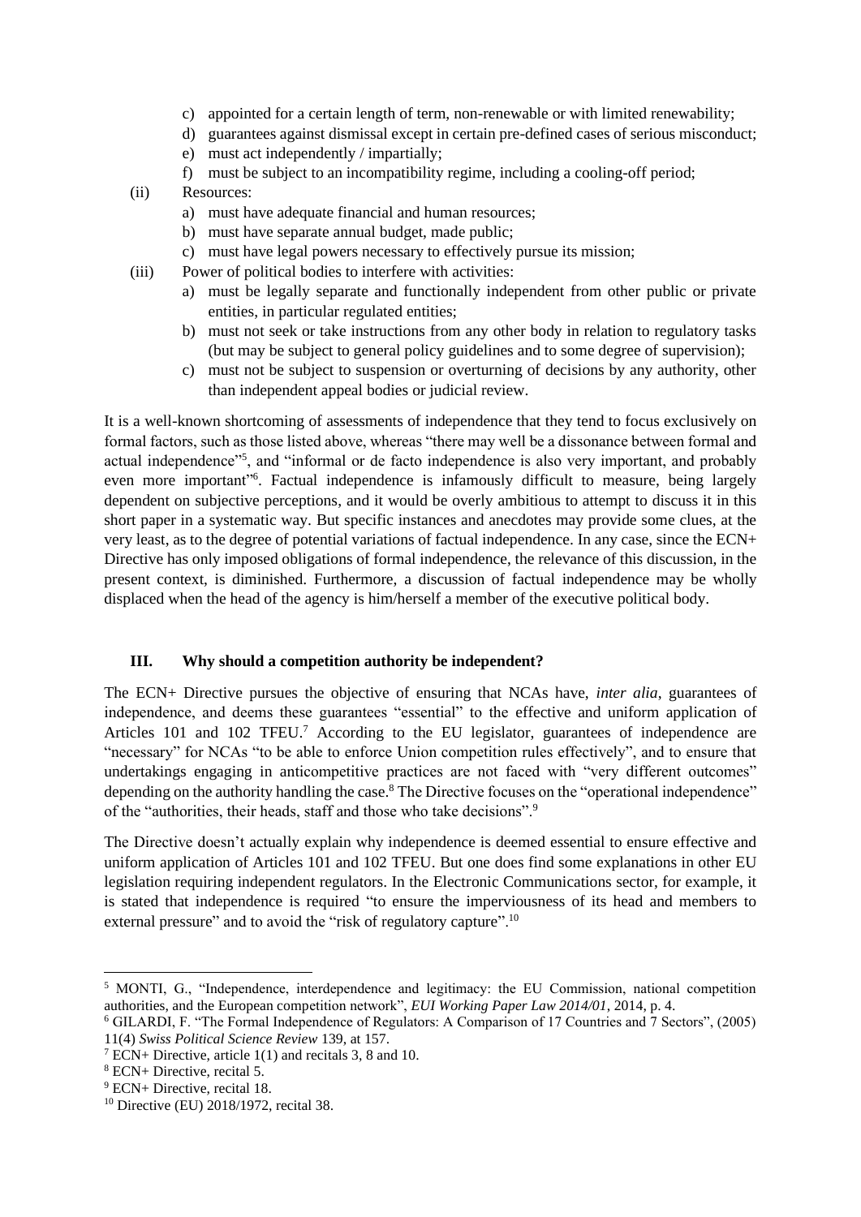c) appointed for a certain length of term, non-renewable or with limited renewability;
d) guarantees against dismissal except in certain pre-defined cases of serious misconduct;
e) must act independently / impartially;
f) must be subject to an incompatibility regime, including a cooling-off period;

(ii) Resources:
a) must have adequate financial and human resources;
b) must have separate annual budget, made public;
c) must have legal powers necessary to effectively pursue its mission;

(iii) Power of political bodies to interfere with activities:
a) must be legally separate and functionally independent from other public or private entities, in particular regulated entities;
b) must not seek or take instructions from any other body in relation to regulatory tasks (but may be subject to general policy guidelines and to some degree of supervision);
c) must not be subject to suspension or overturning of decisions by any authority, other than independent appeal bodies or judicial review.

It is a well-known shortcoming of assessments of independence that they tend to focus exclusively on formal factors, such as those listed above, whereas "there may well be a dissonance between formal and actual independence"[5], and "informal or de facto independence is also very important, and probably even more important"[6]. Factual independence is infamously difficult to measure, being largely dependent on subjective perceptions, and it would be overly ambitious to attempt to discuss it in this short paper in a systematic way. But specific instances and anecdotes may provide some clues, at the very least, as to the degree of potential variations of factual independence. In any case, since the ECN+ Directive has only imposed obligations of formal independence, the relevance of this discussion, in the present context, is diminished. Furthermore, a discussion of factual independence may be wholly displaced when the head of the agency is him/herself a member of the executive political body.

## III. Why should a competition authority be independent?

The ECN+ Directive pursues the objective of ensuring that NCAs have, *inter alia*, guarantees of independence, and deems these guarantees "essential" to the effective and uniform application of Articles 101 and 102 TFEU.[7] According to the EU legislator, guarantees of independence are "necessary" for NCAs "to be able to enforce Union competition rules effectively", and to ensure that undertakings engaging in anticompetitive practices are not faced with "very different outcomes" depending on the authority handling the case.[8] The Directive focuses on the "operational independence" of the "authorities, their heads, staff and those who take decisions".[9]

The Directive doesn't actually explain why independence is deemed essential to ensure effective and uniform application of Articles 101 and 102 TFEU. But one does find some explanations in other EU legislation requiring independent regulators. In the Electronic Communications sector, for example, it is stated that independence is required "to ensure the imperviousness of its head and members to external pressure" and to avoid the "risk of regulatory capture".[10]

---

[5] MONTI, G., "Independence, interdependence and legitimacy: the EU Commission, national competition authorities, and the European competition network", *EUI Working Paper Law 2014/01*, 2014, p. 4.

[6] GILARDI, F. "The Formal Independence of Regulators: A Comparison of 17 Countries and 7 Sectors", (2005) 11(4) *Swiss Political Science Review* 139, at 157.

[7] ECN+ Directive, article 1(1) and recitals 3, 8 and 10.

[8] ECN+ Directive, recital 5.

[9] ECN+ Directive, recital 18.

[10] Directive (EU) 2018/1972, recital 38.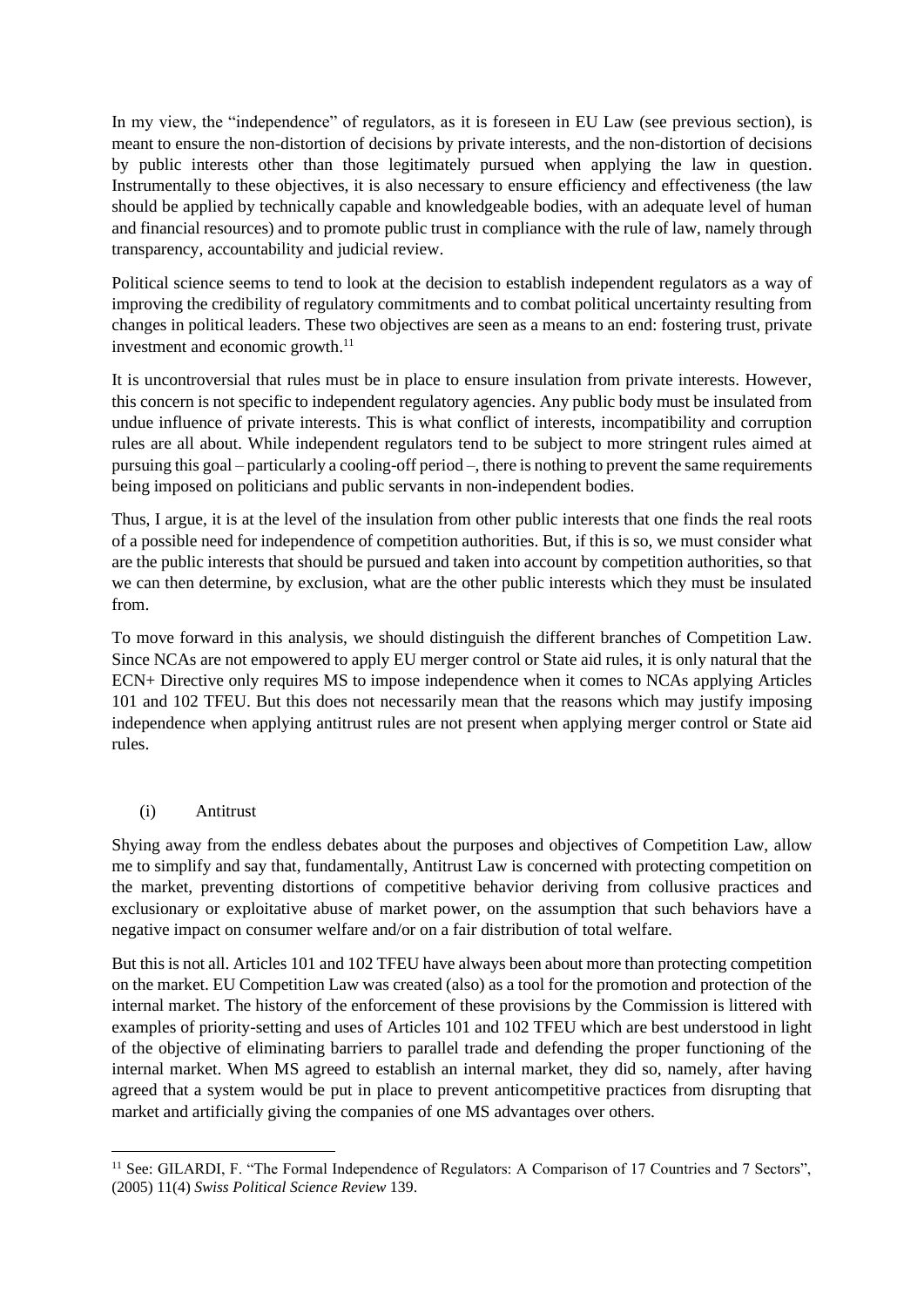In my view, the "independence" of regulators, as it is foreseen in EU Law (see previous section), is meant to ensure the non-distortion of decisions by private interests, and the non-distortion of decisions by public interests other than those legitimately pursued when applying the law in question. Instrumentally to these objectives, it is also necessary to ensure efficiency and effectiveness (the law should be applied by technically capable and knowledgeable bodies, with an adequate level of human and financial resources) and to promote public trust in compliance with the rule of law, namely through transparency, accountability and judicial review.

Political science seems to tend to look at the decision to establish independent regulators as a way of improving the credibility of regulatory commitments and to combat political uncertainty resulting from changes in political leaders. These two objectives are seen as a means to an end: fostering trust, private investment and economic growth.[11]

It is uncontroversial that rules must be in place to ensure insulation from private interests. However, this concern is not specific to independent regulatory agencies. Any public body must be insulated from undue influence of private interests. This is what conflict of interests, incompatibility and corruption rules are all about. While independent regulators tend to be subject to more stringent rules aimed at pursuing this goal – particularly a cooling-off period –, there is nothing to prevent the same requirements being imposed on politicians and public servants in non-independent bodies.

Thus, I argue, it is at the level of the insulation from other public interests that one finds the real roots of a possible need for independence of competition authorities. But, if this is so, we must consider what are the public interests that should be pursued and taken into account by competition authorities, so that we can then determine, by exclusion, what are the other public interests which they must be insulated from.

To move forward in this analysis, we should distinguish the different branches of Competition Law. Since NCAs are not empowered to apply EU merger control or State aid rules, it is only natural that the ECN+ Directive only requires MS to impose independence when it comes to NCAs applying Articles 101 and 102 TFEU. But this does not necessarily mean that the reasons which may justify imposing independence when applying antitrust rules are not present when applying merger control or State aid rules.

### (i) Antitrust

Shying away from the endless debates about the purposes and objectives of Competition Law, allow me to simplify and say that, fundamentally, Antitrust Law is concerned with protecting competition on the market, preventing distortions of competitive behavior deriving from collusive practices and exclusionary or exploitative abuse of market power, on the assumption that such behaviors have a negative impact on consumer welfare and/or on a fair distribution of total welfare.

But this is not all. Articles 101 and 102 TFEU have always been about more than protecting competition on the market. EU Competition Law was created (also) as a tool for the promotion and protection of the internal market. The history of the enforcement of these provisions by the Commission is littered with examples of priority-setting and uses of Articles 101 and 102 TFEU which are best understood in light of the objective of eliminating barriers to parallel trade and defending the proper functioning of the internal market. When MS agreed to establish an internal market, they did so, namely, after having agreed that a system would be put in place to prevent anticompetitive practices from disrupting that market and artificially giving the companies of one MS advantages over others.

---

[11] See: GILARDI, F. "The Formal Independence of Regulators: A Comparison of 17 Countries and 7 Sectors", (2005) 11(4) *Swiss Political Science Review* 139.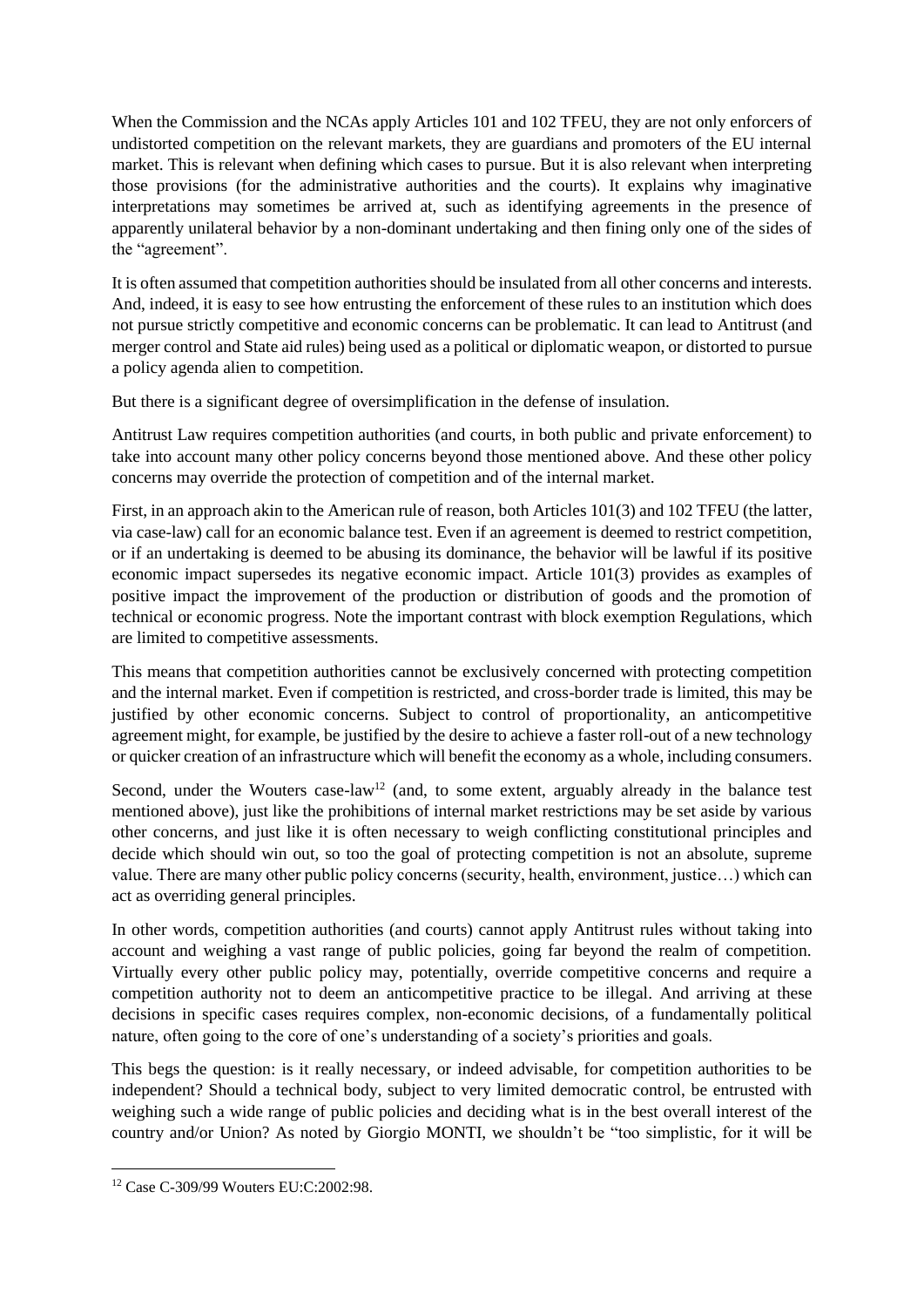When the Commission and the NCAs apply Articles 101 and 102 TFEU, they are not only enforcers of undistorted competition on the relevant markets, they are guardians and promoters of the EU internal market. This is relevant when defining which cases to pursue. But it is also relevant when interpreting those provisions (for the administrative authorities and the courts). It explains why imaginative interpretations may sometimes be arrived at, such as identifying agreements in the presence of apparently unilateral behavior by a non-dominant undertaking and then fining only one of the sides of the "agreement".

It is often assumed that competition authorities should be insulated from all other concerns and interests. And, indeed, it is easy to see how entrusting the enforcement of these rules to an institution which does not pursue strictly competitive and economic concerns can be problematic. It can lead to Antitrust (and merger control and State aid rules) being used as a political or diplomatic weapon, or distorted to pursue a policy agenda alien to competition.

But there is a significant degree of oversimplification in the defense of insulation.

Antitrust Law requires competition authorities (and courts, in both public and private enforcement) to take into account many other policy concerns beyond those mentioned above. And these other policy concerns may override the protection of competition and of the internal market.

First, in an approach akin to the American rule of reason, both Articles 101(3) and 102 TFEU (the latter, via case-law) call for an economic balance test. Even if an agreement is deemed to restrict competition, or if an undertaking is deemed to be abusing its dominance, the behavior will be lawful if its positive economic impact supersedes its negative economic impact. Article 101(3) provides as examples of positive impact the improvement of the production or distribution of goods and the promotion of technical or economic progress. Note the important contrast with block exemption Regulations, which are limited to competitive assessments.

This means that competition authorities cannot be exclusively concerned with protecting competition and the internal market. Even if competition is restricted, and cross-border trade is limited, this may be justified by other economic concerns. Subject to control of proportionality, an anticompetitive agreement might, for example, be justified by the desire to achieve a faster roll-out of a new technology or quicker creation of an infrastructure which will benefit the economy as a whole, including consumers.

Second, under the Wouters case-law[12] (and, to some extent, arguably already in the balance test mentioned above), just like the prohibitions of internal market restrictions may be set aside by various other concerns, and just like it is often necessary to weigh conflicting constitutional principles and decide which should win out, so too the goal of protecting competition is not an absolute, supreme value. There are many other public policy concerns (security, health, environment, justice…) which can act as overriding general principles.

In other words, competition authorities (and courts) cannot apply Antitrust rules without taking into account and weighing a vast range of public policies, going far beyond the realm of competition. Virtually every other public policy may, potentially, override competitive concerns and require a competition authority not to deem an anticompetitive practice to be illegal. And arriving at these decisions in specific cases requires complex, non-economic decisions, of a fundamentally political nature, often going to the core of one's understanding of a society's priorities and goals.

This begs the question: is it really necessary, or indeed advisable, for competition authorities to be independent? Should a technical body, subject to very limited democratic control, be entrusted with weighing such a wide range of public policies and deciding what is in the best overall interest of the country and/or Union? As noted by Giorgio MONTI, we shouldn't be "too simplistic, for it will be

---

[12] Case C-309/99 Wouters EU:C:2002:98.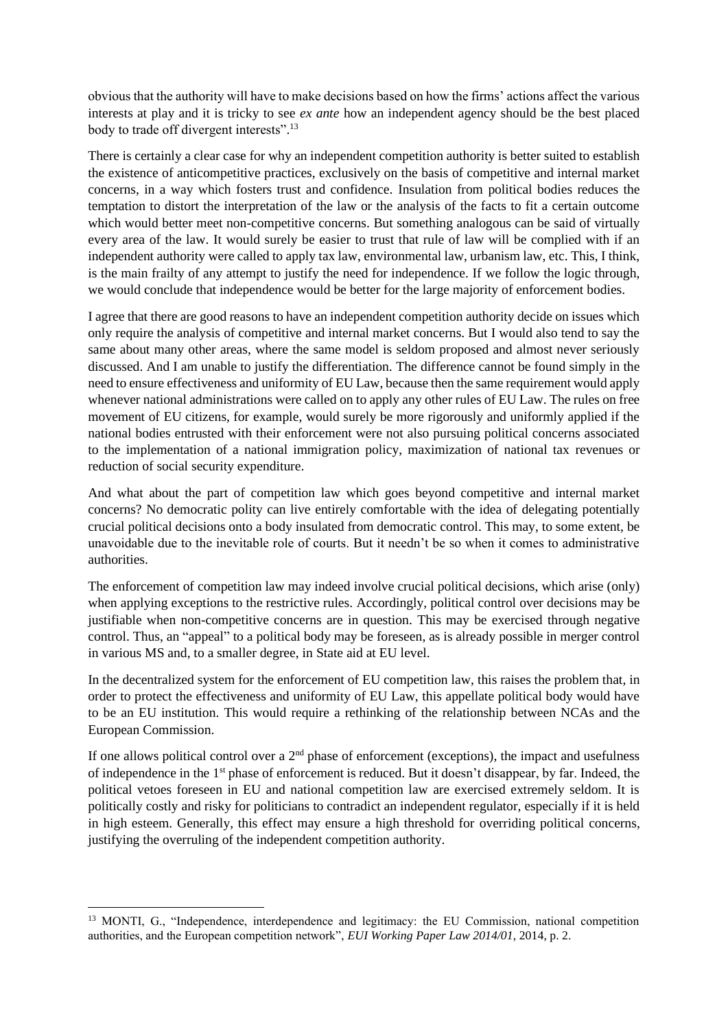obvious that the authority will have to make decisions based on how the firms' actions affect the various interests at play and it is tricky to see *ex ante* how an independent agency should be the best placed body to trade off divergent interests".[13]

There is certainly a clear case for why an independent competition authority is better suited to establish the existence of anticompetitive practices, exclusively on the basis of competitive and internal market concerns, in a way which fosters trust and confidence. Insulation from political bodies reduces the temptation to distort the interpretation of the law or the analysis of the facts to fit a certain outcome which would better meet non-competitive concerns. But something analogous can be said of virtually every area of the law. It would surely be easier to trust that rule of law will be complied with if an independent authority were called to apply tax law, environmental law, urbanism law, etc. This, I think, is the main frailty of any attempt to justify the need for independence. If we follow the logic through, we would conclude that independence would be better for the large majority of enforcement bodies.

I agree that there are good reasons to have an independent competition authority decide on issues which only require the analysis of competitive and internal market concerns. But I would also tend to say the same about many other areas, where the same model is seldom proposed and almost never seriously discussed. And I am unable to justify the differentiation. The difference cannot be found simply in the need to ensure effectiveness and uniformity of EU Law, because then the same requirement would apply whenever national administrations were called on to apply any other rules of EU Law. The rules on free movement of EU citizens, for example, would surely be more rigorously and uniformly applied if the national bodies entrusted with their enforcement were not also pursuing political concerns associated to the implementation of a national immigration policy, maximization of national tax revenues or reduction of social security expenditure.

And what about the part of competition law which goes beyond competitive and internal market concerns? No democratic polity can live entirely comfortable with the idea of delegating potentially crucial political decisions onto a body insulated from democratic control. This may, to some extent, be unavoidable due to the inevitable role of courts. But it needn't be so when it comes to administrative authorities.

The enforcement of competition law may indeed involve crucial political decisions, which arise (only) when applying exceptions to the restrictive rules. Accordingly, political control over decisions may be justifiable when non-competitive concerns are in question. This may be exercised through negative control. Thus, an "appeal" to a political body may be foreseen, as is already possible in merger control in various MS and, to a smaller degree, in State aid at EU level.

In the decentralized system for the enforcement of EU competition law, this raises the problem that, in order to protect the effectiveness and uniformity of EU Law, this appellate political body would have to be an EU institution. This would require a rethinking of the relationship between NCAs and the European Commission.

If one allows political control over a 2nd phase of enforcement (exceptions), the impact and usefulness of independence in the 1st phase of enforcement is reduced. But it doesn't disappear, by far. Indeed, the political vetoes foreseen in EU and national competition law are exercised extremely seldom. It is politically costly and risky for politicians to contradict an independent regulator, especially if it is held in high esteem. Generally, this effect may ensure a high threshold for overriding political concerns, justifying the overruling of the independent competition authority.

---

[13] MONTI, G., "Independence, interdependence and legitimacy: the EU Commission, national competition authorities, and the European competition network", *EUI Working Paper Law 2014/01*, 2014, p. 2.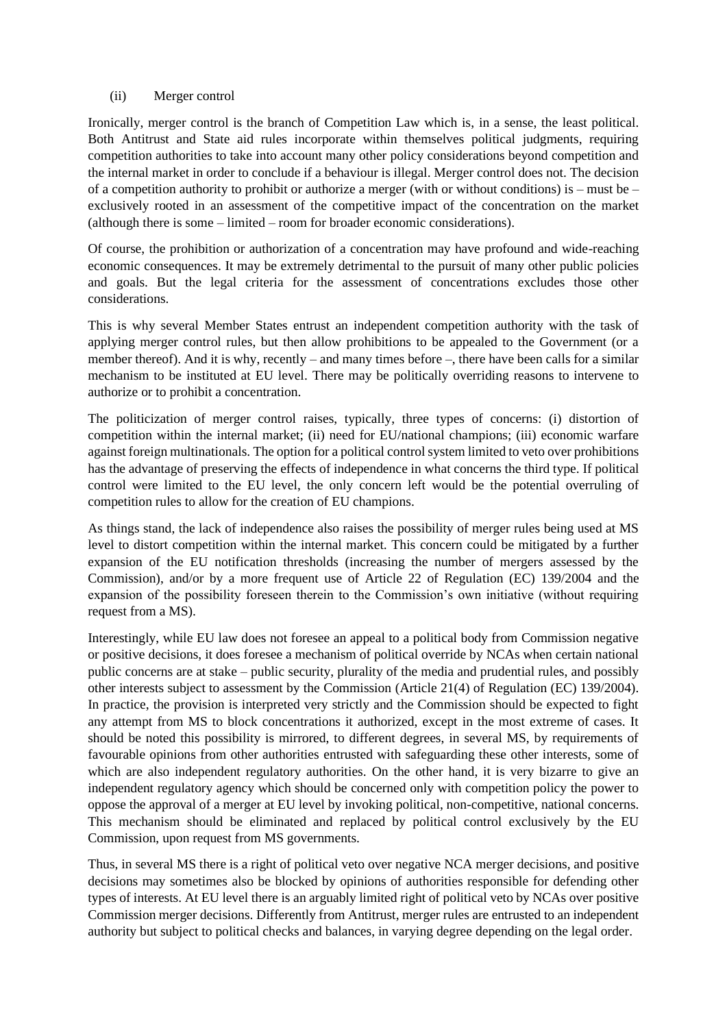### (ii) Merger control

Ironically, merger control is the branch of Competition Law which is, in a sense, the least political. Both Antitrust and State aid rules incorporate within themselves political judgments, requiring competition authorities to take into account many other policy considerations beyond competition and the internal market in order to conclude if a behaviour is illegal. Merger control does not. The decision of a competition authority to prohibit or authorize a merger (with or without conditions) is – must be – exclusively rooted in an assessment of the competitive impact of the concentration on the market (although there is some – limited – room for broader economic considerations).

Of course, the prohibition or authorization of a concentration may have profound and wide-reaching economic consequences. It may be extremely detrimental to the pursuit of many other public policies and goals. But the legal criteria for the assessment of concentrations excludes those other considerations.

This is why several Member States entrust an independent competition authority with the task of applying merger control rules, but then allow prohibitions to be appealed to the Government (or a member thereof). And it is why, recently – and many times before –, there have been calls for a similar mechanism to be instituted at EU level. There may be politically overriding reasons to intervene to authorize or to prohibit a concentration.

The politicization of merger control raises, typically, three types of concerns: (i) distortion of competition within the internal market; (ii) need for EU/national champions; (iii) economic warfare against foreign multinationals. The option for a political control system limited to veto over prohibitions has the advantage of preserving the effects of independence in what concerns the third type. If political control were limited to the EU level, the only concern left would be the potential overruling of competition rules to allow for the creation of EU champions.

As things stand, the lack of independence also raises the possibility of merger rules being used at MS level to distort competition within the internal market. This concern could be mitigated by a further expansion of the EU notification thresholds (increasing the number of mergers assessed by the Commission), and/or by a more frequent use of Article 22 of Regulation (EC) 139/2004 and the expansion of the possibility foreseen therein to the Commission's own initiative (without requiring request from a MS).

Interestingly, while EU law does not foresee an appeal to a political body from Commission negative or positive decisions, it does foresee a mechanism of political override by NCAs when certain national public concerns are at stake – public security, plurality of the media and prudential rules, and possibly other interests subject to assessment by the Commission (Article 21(4) of Regulation (EC) 139/2004). In practice, the provision is interpreted very strictly and the Commission should be expected to fight any attempt from MS to block concentrations it authorized, except in the most extreme of cases. It should be noted this possibility is mirrored, to different degrees, in several MS, by requirements of favourable opinions from other authorities entrusted with safeguarding these other interests, some of which are also independent regulatory authorities. On the other hand, it is very bizarre to give an independent regulatory agency which should be concerned only with competition policy the power to oppose the approval of a merger at EU level by invoking political, non-competitive, national concerns. This mechanism should be eliminated and replaced by political control exclusively by the EU Commission, upon request from MS governments.

Thus, in several MS there is a right of political veto over negative NCA merger decisions, and positive decisions may sometimes also be blocked by opinions of authorities responsible for defending other types of interests. At EU level there is an arguably limited right of political veto by NCAs over positive Commission merger decisions. Differently from Antitrust, merger rules are entrusted to an independent authority but subject to political checks and balances, in varying degree depending on the legal order.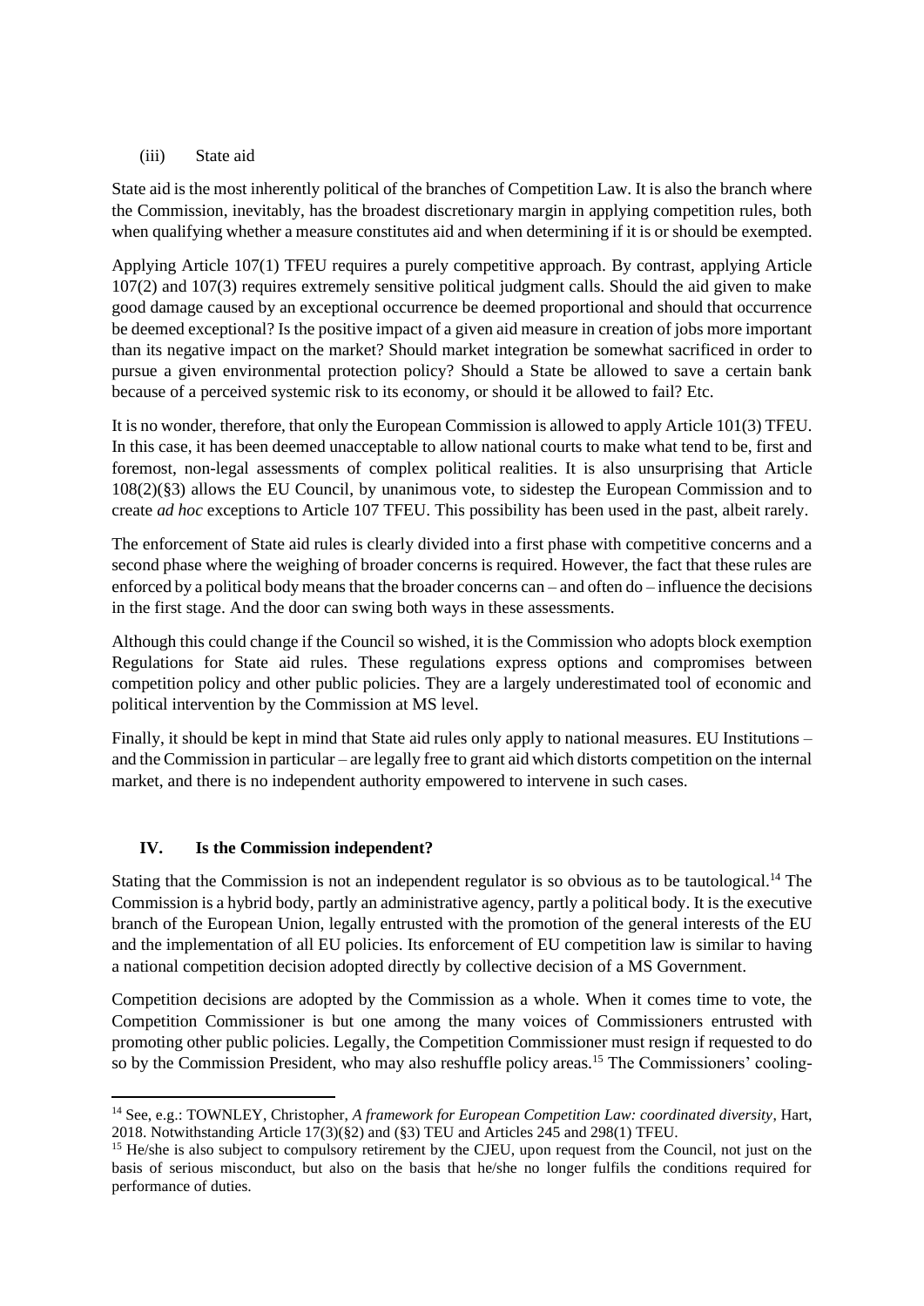### (iii) State aid

State aid is the most inherently political of the branches of Competition Law. It is also the branch where the Commission, inevitably, has the broadest discretionary margin in applying competition rules, both when qualifying whether a measure constitutes aid and when determining if it is or should be exempted.

Applying Article 107(1) TFEU requires a purely competitive approach. By contrast, applying Article 107(2) and 107(3) requires extremely sensitive political judgment calls. Should the aid given to make good damage caused by an exceptional occurrence be deemed proportional and should that occurrence be deemed exceptional? Is the positive impact of a given aid measure in creation of jobs more important than its negative impact on the market? Should market integration be somewhat sacrificed in order to pursue a given environmental protection policy? Should a State be allowed to save a certain bank because of a perceived systemic risk to its economy, or should it be allowed to fail? Etc.

It is no wonder, therefore, that only the European Commission is allowed to apply Article 101(3) TFEU. In this case, it has been deemed unacceptable to allow national courts to make what tend to be, first and foremost, non-legal assessments of complex political realities. It is also unsurprising that Article 108(2)(§3) allows the EU Council, by unanimous vote, to sidestep the European Commission and to create *ad hoc* exceptions to Article 107 TFEU. This possibility has been used in the past, albeit rarely.

The enforcement of State aid rules is clearly divided into a first phase with competitive concerns and a second phase where the weighing of broader concerns is required. However, the fact that these rules are enforced by a political body means that the broader concerns can – and often do – influence the decisions in the first stage. And the door can swing both ways in these assessments.

Although this could change if the Council so wished, it is the Commission who adopts block exemption Regulations for State aid rules. These regulations express options and compromises between competition policy and other public policies. They are a largely underestimated tool of economic and political intervention by the Commission at MS level.

Finally, it should be kept in mind that State aid rules only apply to national measures. EU Institutions – and the Commission in particular – are legally free to grant aid which distorts competition on the internal market, and there is no independent authority empowered to intervene in such cases.

## IV. Is the Commission independent?

Stating that the Commission is not an independent regulator is so obvious as to be tautological.[14] The Commission is a hybrid body, partly an administrative agency, partly a political body. It is the executive branch of the European Union, legally entrusted with the promotion of the general interests of the EU and the implementation of all EU policies. Its enforcement of EU competition law is similar to having a national competition decision adopted directly by collective decision of a MS Government.

Competition decisions are adopted by the Commission as a whole. When it comes time to vote, the Competition Commissioner is but one among the many voices of Commissioners entrusted with promoting other public policies. Legally, the Competition Commissioner must resign if requested to do so by the Commission President, who may also reshuffle policy areas.[15] The Commissioners' cooling-

---

[14] See, e.g.: TOWNLEY, Christopher, *A framework for European Competition Law: coordinated diversity*, Hart, 2018. Notwithstanding Article 17(3)(§2) and (§3) TEU and Articles 245 and 298(1) TFEU.

[15] He/she is also subject to compulsory retirement by the CJEU, upon request from the Council, not just on the basis of serious misconduct, but also on the basis that he/she no longer fulfils the conditions required for performance of duties.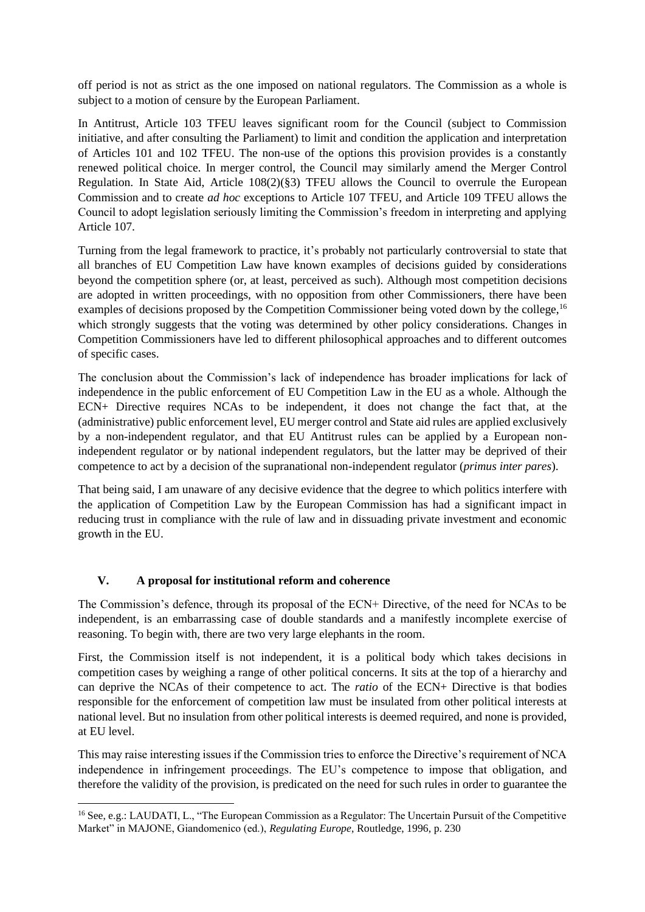off period is not as strict as the one imposed on national regulators. The Commission as a whole is subject to a motion of censure by the European Parliament.

In Antitrust, Article 103 TFEU leaves significant room for the Council (subject to Commission initiative, and after consulting the Parliament) to limit and condition the application and interpretation of Articles 101 and 102 TFEU. The non-use of the options this provision provides is a constantly renewed political choice. In merger control, the Council may similarly amend the Merger Control Regulation. In State Aid, Article 108(2)(§3) TFEU allows the Council to overrule the European Commission and to create *ad hoc* exceptions to Article 107 TFEU, and Article 109 TFEU allows the Council to adopt legislation seriously limiting the Commission's freedom in interpreting and applying Article 107.

Turning from the legal framework to practice, it's probably not particularly controversial to state that all branches of EU Competition Law have known examples of decisions guided by considerations beyond the competition sphere (or, at least, perceived as such). Although most competition decisions are adopted in written proceedings, with no opposition from other Commissioners, there have been examples of decisions proposed by the Competition Commissioner being voted down by the college,[16] which strongly suggests that the voting was determined by other policy considerations. Changes in Competition Commissioners have led to different philosophical approaches and to different outcomes of specific cases.

The conclusion about the Commission's lack of independence has broader implications for lack of independence in the public enforcement of EU Competition Law in the EU as a whole. Although the ECN+ Directive requires NCAs to be independent, it does not change the fact that, at the (administrative) public enforcement level, EU merger control and State aid rules are applied exclusively by a non-independent regulator, and that EU Antitrust rules can be applied by a European non-independent regulator or by national independent regulators, but the latter may be deprived of their competence to act by a decision of the supranational non-independent regulator (*primus inter pares*).

That being said, I am unaware of any decisive evidence that the degree to which politics interfere with the application of Competition Law by the European Commission has had a significant impact in reducing trust in compliance with the rule of law and in dissuading private investment and economic growth in the EU.

## V. A proposal for institutional reform and coherence

The Commission's defence, through its proposal of the ECN+ Directive, of the need for NCAs to be independent, is an embarrassing case of double standards and a manifestly incomplete exercise of reasoning. To begin with, there are two very large elephants in the room.

First, the Commission itself is not independent, it is a political body which takes decisions in competition cases by weighing a range of other political concerns. It sits at the top of a hierarchy and can deprive the NCAs of their competence to act. The *ratio* of the ECN+ Directive is that bodies responsible for the enforcement of competition law must be insulated from other political interests at national level. But no insulation from other political interests is deemed required, and none is provided, at EU level.

This may raise interesting issues if the Commission tries to enforce the Directive's requirement of NCA independence in infringement proceedings. The EU's competence to impose that obligation, and therefore the validity of the provision, is predicated on the need for such rules in order to guarantee the

[16] See, e.g.: LAUDATI, L., "The European Commission as a Regulator: The Uncertain Pursuit of the Competitive Market" in MAJONE, Giandomenico (ed.), *Regulating Europe*, Routledge, 1996, p. 230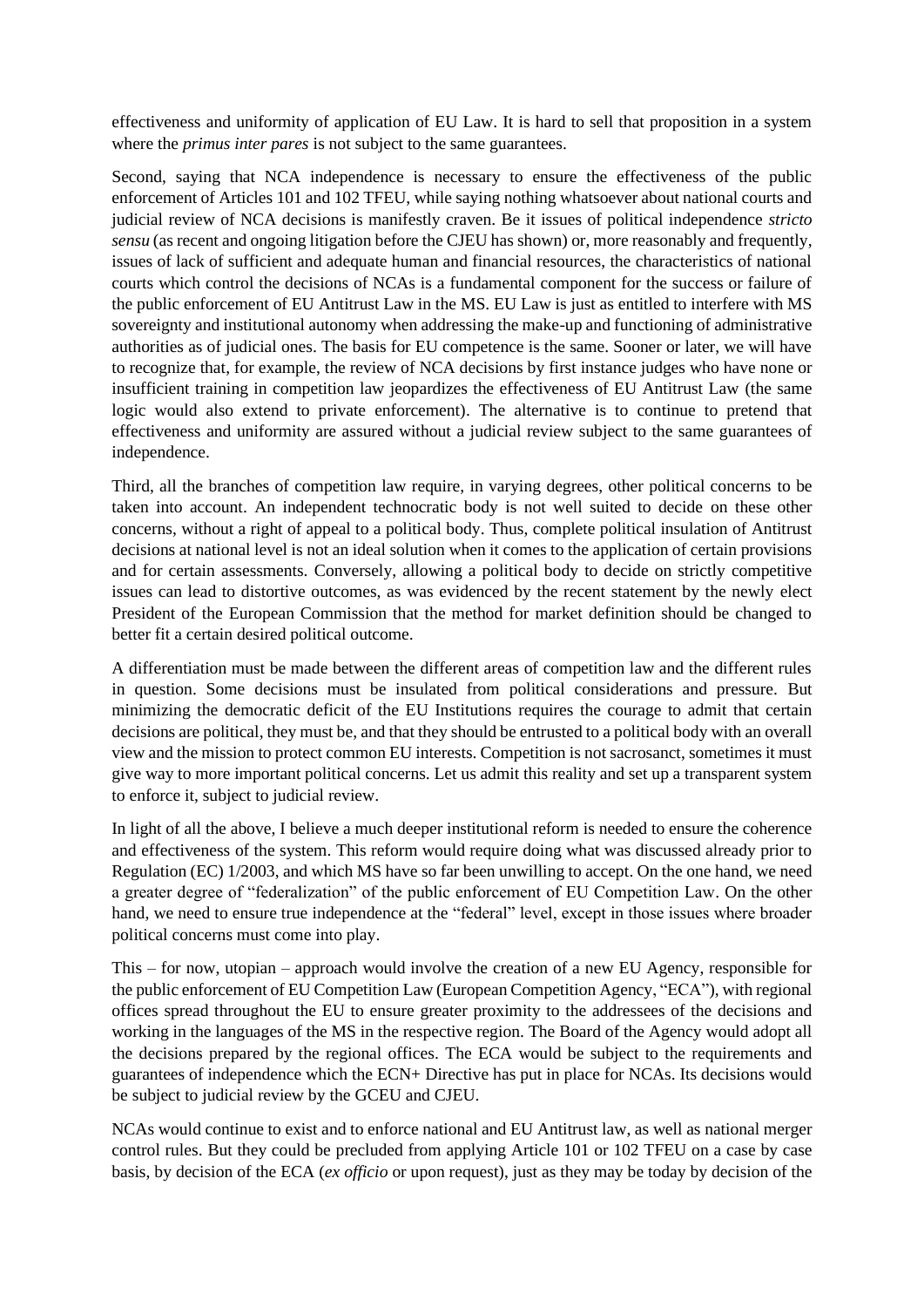effectiveness and uniformity of application of EU Law. It is hard to sell that proposition in a system where the *primus inter pares* is not subject to the same guarantees.

Second, saying that NCA independence is necessary to ensure the effectiveness of the public enforcement of Articles 101 and 102 TFEU, while saying nothing whatsoever about national courts and judicial review of NCA decisions is manifestly craven. Be it issues of political independence *stricto sensu* (as recent and ongoing litigation before the CJEU has shown) or, more reasonably and frequently, issues of lack of sufficient and adequate human and financial resources, the characteristics of national courts which control the decisions of NCAs is a fundamental component for the success or failure of the public enforcement of EU Antitrust Law in the MS. EU Law is just as entitled to interfere with MS sovereignty and institutional autonomy when addressing the make-up and functioning of administrative authorities as of judicial ones. The basis for EU competence is the same. Sooner or later, we will have to recognize that, for example, the review of NCA decisions by first instance judges who have none or insufficient training in competition law jeopardizes the effectiveness of EU Antitrust Law (the same logic would also extend to private enforcement). The alternative is to continue to pretend that effectiveness and uniformity are assured without a judicial review subject to the same guarantees of independence.

Third, all the branches of competition law require, in varying degrees, other political concerns to be taken into account. An independent technocratic body is not well suited to decide on these other concerns, without a right of appeal to a political body. Thus, complete political insulation of Antitrust decisions at national level is not an ideal solution when it comes to the application of certain provisions and for certain assessments. Conversely, allowing a political body to decide on strictly competitive issues can lead to distortive outcomes, as was evidenced by the recent statement by the newly elect President of the European Commission that the method for market definition should be changed to better fit a certain desired political outcome.

A differentiation must be made between the different areas of competition law and the different rules in question. Some decisions must be insulated from political considerations and pressure. But minimizing the democratic deficit of the EU Institutions requires the courage to admit that certain decisions are political, they must be, and that they should be entrusted to a political body with an overall view and the mission to protect common EU interests. Competition is not sacrosanct, sometimes it must give way to more important political concerns. Let us admit this reality and set up a transparent system to enforce it, subject to judicial review.

In light of all the above, I believe a much deeper institutional reform is needed to ensure the coherence and effectiveness of the system. This reform would require doing what was discussed already prior to Regulation (EC) 1/2003, and which MS have so far been unwilling to accept. On the one hand, we need a greater degree of "federalization" of the public enforcement of EU Competition Law. On the other hand, we need to ensure true independence at the "federal" level, except in those issues where broader political concerns must come into play.

This – for now, utopian – approach would involve the creation of a new EU Agency, responsible for the public enforcement of EU Competition Law (European Competition Agency, "ECA"), with regional offices spread throughout the EU to ensure greater proximity to the addressees of the decisions and working in the languages of the MS in the respective region. The Board of the Agency would adopt all the decisions prepared by the regional offices. The ECA would be subject to the requirements and guarantees of independence which the ECN+ Directive has put in place for NCAs. Its decisions would be subject to judicial review by the GCEU and CJEU.

NCAs would continue to exist and to enforce national and EU Antitrust law, as well as national merger control rules. But they could be precluded from applying Article 101 or 102 TFEU on a case by case basis, by decision of the ECA (*ex officio* or upon request), just as they may be today by decision of the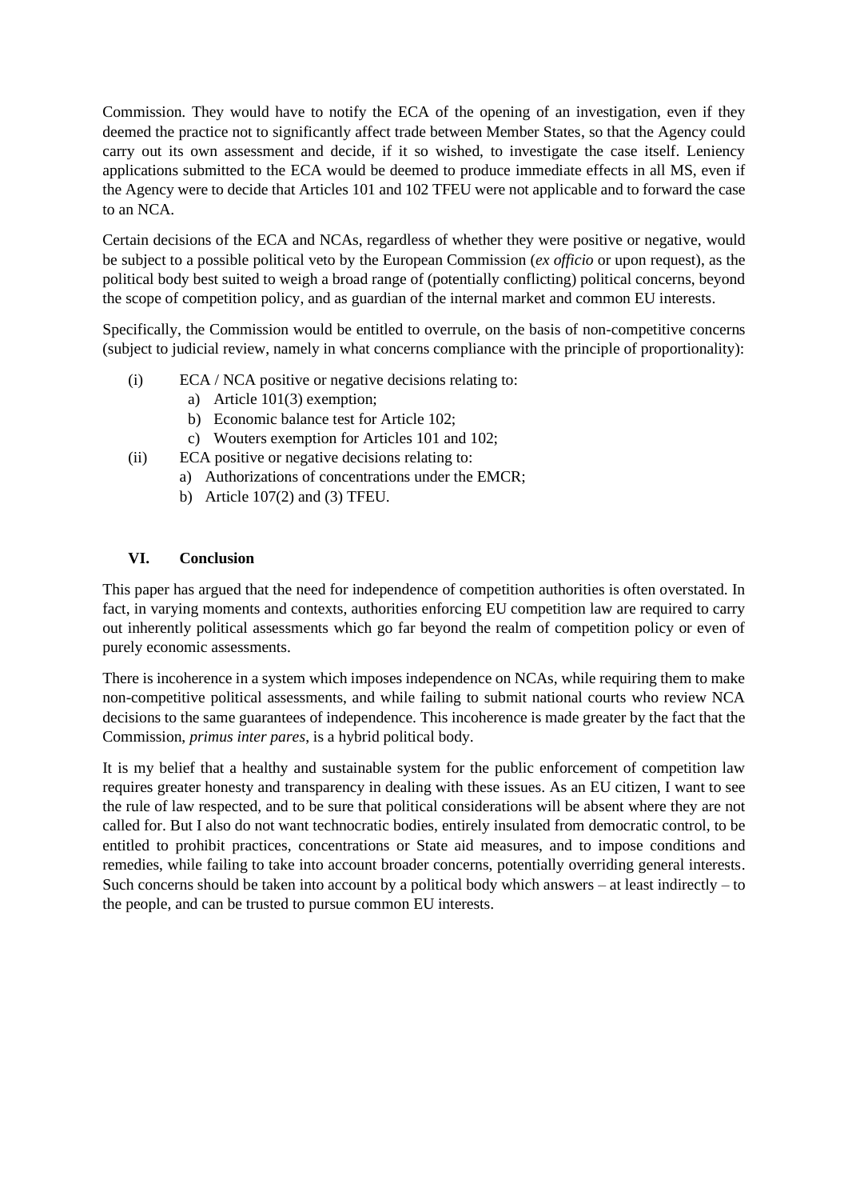Commission. They would have to notify the ECA of the opening of an investigation, even if they deemed the practice not to significantly affect trade between Member States, so that the Agency could carry out its own assessment and decide, if it so wished, to investigate the case itself. Leniency applications submitted to the ECA would be deemed to produce immediate effects in all MS, even if the Agency were to decide that Articles 101 and 102 TFEU were not applicable and to forward the case to an NCA.

Certain decisions of the ECA and NCAs, regardless of whether they were positive or negative, would be subject to a possible political veto by the European Commission (*ex officio* or upon request), as the political body best suited to weigh a broad range of (potentially conflicting) political concerns, beyond the scope of competition policy, and as guardian of the internal market and common EU interests.

Specifically, the Commission would be entitled to overrule, on the basis of non-competitive concerns (subject to judicial review, namely in what concerns compliance with the principle of proportionality):

(i) ECA / NCA positive or negative decisions relating to:
   a) Article 101(3) exemption;
   b) Economic balance test for Article 102;
   c) Wouters exemption for Articles 101 and 102;

(ii) ECA positive or negative decisions relating to:
   a) Authorizations of concentrations under the EMCR;
   b) Article 107(2) and (3) TFEU.

## VI. Conclusion

This paper has argued that the need for independence of competition authorities is often overstated. In fact, in varying moments and contexts, authorities enforcing EU competition law are required to carry out inherently political assessments which go far beyond the realm of competition policy or even of purely economic assessments.

There is incoherence in a system which imposes independence on NCAs, while requiring them to make non-competitive political assessments, and while failing to submit national courts who review NCA decisions to the same guarantees of independence. This incoherence is made greater by the fact that the Commission, *primus inter pares*, is a hybrid political body.

It is my belief that a healthy and sustainable system for the public enforcement of competition law requires greater honesty and transparency in dealing with these issues. As an EU citizen, I want to see the rule of law respected, and to be sure that political considerations will be absent where they are not called for. But I also do not want technocratic bodies, entirely insulated from democratic control, to be entitled to prohibit practices, concentrations or State aid measures, and to impose conditions and remedies, while failing to take into account broader concerns, potentially overriding general interests. Such concerns should be taken into account by a political body which answers – at least indirectly – to the people, and can be trusted to pursue common EU interests.